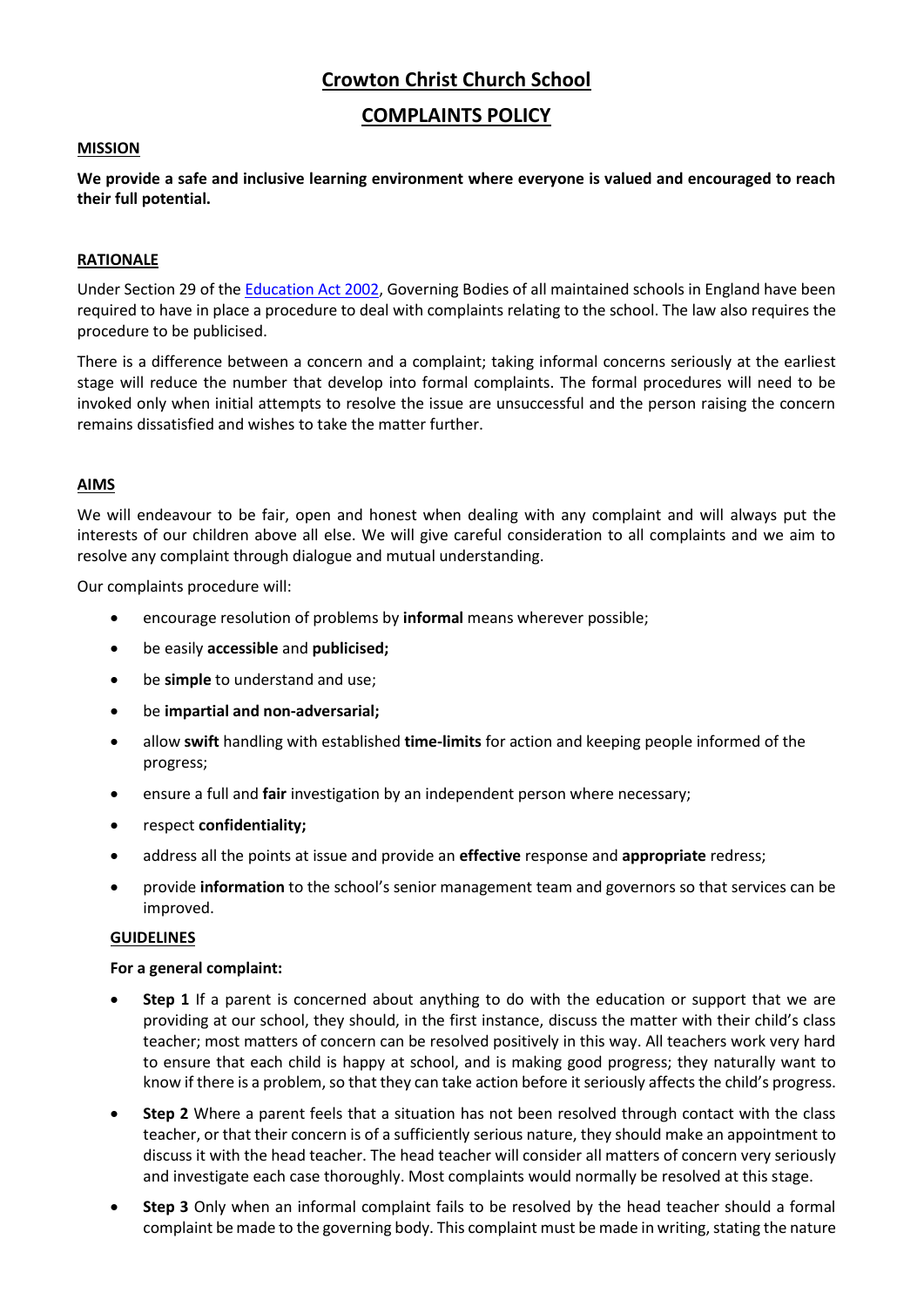# Crowton Christ Church School

# COMPLAINTS POLICY

## MISSION

**We provide a safe and inclusive learning environment where everyone is valued and encouraged to reach their full potential.**

## RATIONALE

Under Section 29 of the [Education Act 2002](), Governing Bodies of all maintained schools in England have been required to have in place a procedure to deal with complaints relating to the school. The law also requires the procedure to be publicised.

There is a difference between a concern and a complaint; taking informal concerns seriously at the earliest stage will reduce the number that develop into formal complaints. The formal procedures will need to be invoked only when initial attempts to resolve the issue are unsuccessful and the person raising the concern remains dissatisfied and wishes to take the matter further.

## AIMS

We will endeavour to be fair, open and honest when dealing with any complaint and will always put the interests of our children above all else. We will give careful consideration to all complaints and we aim to resolve any complaint through dialogue and mutual understanding.

Our complaints procedure will:

- encourage resolution of problems by **informal** means wherever possible;
- be easily **accessible** and **publicised;**
- be **simple** to understand and use;
- be **impartial and non-adversarial;**
- allow **swift** handling with established **time-limits** for action and keeping people informed of the progress;
- ensure a full and **fair** investigation by an independent person where necessary;
- respect **confidentiality;**
- address all the points at issue and provide an **effective** response and **appropriate** redress;
- provide **information** to the school's senior management team and governors so that services can be improved.

## GUIDELINES

**For a general complaint:**

- **Step 1** If a parent is concerned about anything to do with the education or support that we are providing at our school, they should, in the first instance, discuss the matter with their child's class teacher; most matters of concern can be resolved positively in this way. All teachers work very hard to ensure that each child is happy at school, and is making good progress; they naturally want to know if there is a problem, so that they can take action before it seriously affects the child's progress.
- **Step 2** Where a parent feels that a situation has not been resolved through contact with the class teacher, or that their concern is of a sufficiently serious nature, they should make an appointment to discuss it with the head teacher. The head teacher will consider all matters of concern very seriously and investigate each case thoroughly. Most complaints would normally be resolved at this stage.
- **Step 3** Only when an informal complaint fails to be resolved by the head teacher should a formal complaint be made to the governing body. This complaint must be made in writing, stating the nature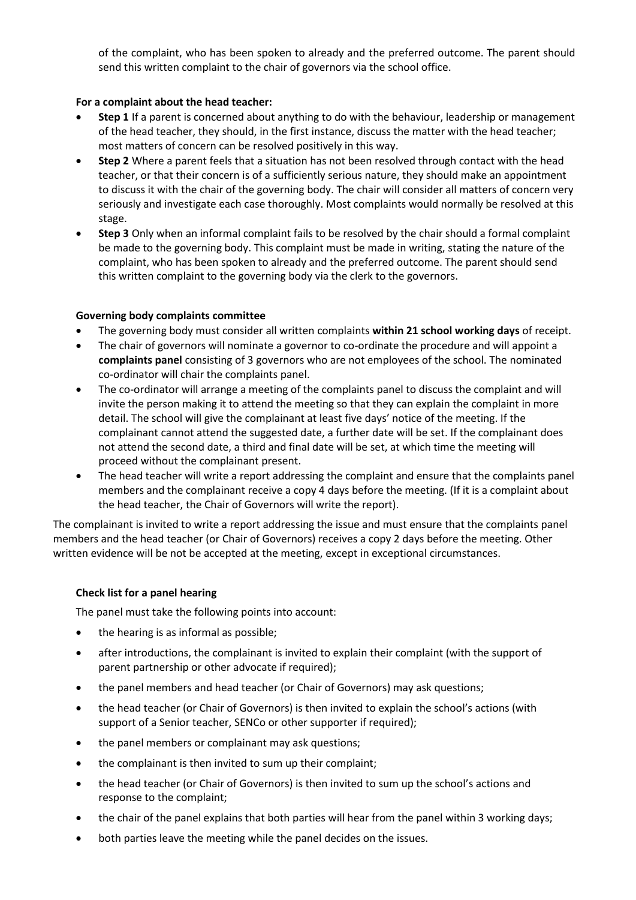of the complaint, who has been spoken to already and the preferred outcome. The parent should send this written complaint to the chair of governors via the school office.

**For a complaint about the head teacher:**

- **Step 1** If a parent is concerned about anything to do with the behaviour, leadership or management of the head teacher, they should, in the first instance, discuss the matter with the head teacher; most matters of concern can be resolved positively in this way.
- **Step 2** Where a parent feels that a situation has not been resolved through contact with the head teacher, or that their concern is of a sufficiently serious nature, they should make an appointment to discuss it with the chair of the governing body. The chair will consider all matters of concern very seriously and investigate each case thoroughly. Most complaints would normally be resolved at this stage.
- **Step 3** Only when an informal complaint fails to be resolved by the chair should a formal complaint be made to the governing body. This complaint must be made in writing, stating the nature of the complaint, who has been spoken to already and the preferred outcome. The parent should send this written complaint to the governing body via the clerk to the governors.

**Governing body complaints committee**

- The governing body must consider all written complaints **within 21 school working days** of receipt.
- The chair of governors will nominate a governor to co-ordinate the procedure and will appoint a **complaints panel** consisting of 3 governors who are not employees of the school. The nominated co-ordinator will chair the complaints panel.
- The co-ordinator will arrange a meeting of the complaints panel to discuss the complaint and will invite the person making it to attend the meeting so that they can explain the complaint in more detail. The school will give the complainant at least five days' notice of the meeting. If the complainant cannot attend the suggested date, a further date will be set. If the complainant does not attend the second date, a third and final date will be set, at which time the meeting will proceed without the complainant present.
- The head teacher will write a report addressing the complaint and ensure that the complaints panel members and the complainant receive a copy 4 days before the meeting. (If it is a complaint about the head teacher, the Chair of Governors will write the report).

The complainant is invited to write a report addressing the issue and must ensure that the complaints panel members and the head teacher (or Chair of Governors) receives a copy 2 days before the meeting. Other written evidence will be not be accepted at the meeting, except in exceptional circumstances.

**Check list for a panel hearing**

The panel must take the following points into account:

- the hearing is as informal as possible;
- after introductions, the complainant is invited to explain their complaint (with the support of parent partnership or other advocate if required);
- the panel members and head teacher (or Chair of Governors) may ask questions;
- the head teacher (or Chair of Governors) is then invited to explain the school's actions (with support of a Senior teacher, SENCo or other supporter if required);
- the panel members or complainant may ask questions;
- the complainant is then invited to sum up their complaint;
- the head teacher (or Chair of Governors) is then invited to sum up the school's actions and response to the complaint;
- the chair of the panel explains that both parties will hear from the panel within 3 working days;
- both parties leave the meeting while the panel decides on the issues.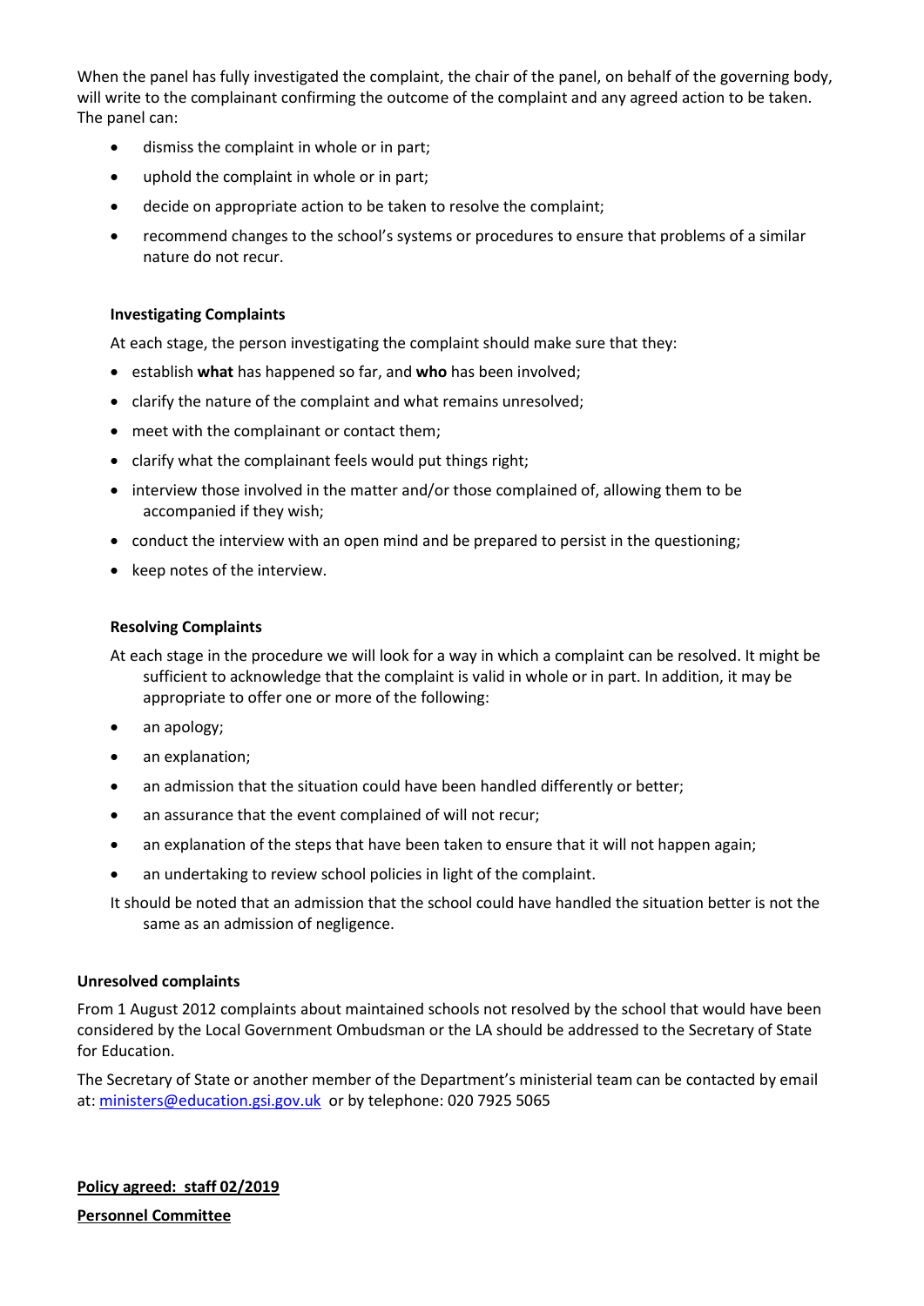When the panel has fully investigated the complaint, the chair of the panel, on behalf of the governing body, will write to the complainant confirming the outcome of the complaint and any agreed action to be taken. The panel can:

- dismiss the complaint in whole or in part;
- uphold the complaint in whole or in part;
- decide on appropriate action to be taken to resolve the complaint;
- recommend changes to the school's systems or procedures to ensure that problems of a similar nature do not recur.

**Investigating Complaints**

At each stage, the person investigating the complaint should make sure that they:

- establish **what** has happened so far, and **who** has been involved;
- clarify the nature of the complaint and what remains unresolved;
- meet with the complainant or contact them;
- clarify what the complainant feels would put things right;
- interview those involved in the matter and/or those complained of, allowing them to be accompanied if they wish;
- conduct the interview with an open mind and be prepared to persist in the questioning;
- keep notes of the interview.

**Resolving Complaints**

At each stage in the procedure we will look for a way in which a complaint can be resolved. It might be sufficient to acknowledge that the complaint is valid in whole or in part. In addition, it may be appropriate to offer one or more of the following:

- an apology;
- an explanation;
- an admission that the situation could have been handled differently or better;
- an assurance that the event complained of will not recur;
- an explanation of the steps that have been taken to ensure that it will not happen again;
- an undertaking to review school policies in light of the complaint.

It should be noted that an admission that the school could have handled the situation better is not the same as an admission of negligence.

**Unresolved complaints**

From 1 August 2012 complaints about maintained schools not resolved by the school that would have been considered by the Local Government Ombudsman or the LA should be addressed to the Secretary of State for Education.

The Secretary of State or another member of the Department's ministerial team can be contacted by email at: [ministers@education.gsi.gov.uk](mailto:ministers@education.gsi.gov.uk) or by telephone: 020 7925 5065

**Policy agreed: staff 02/2019**

**Personnel Committee**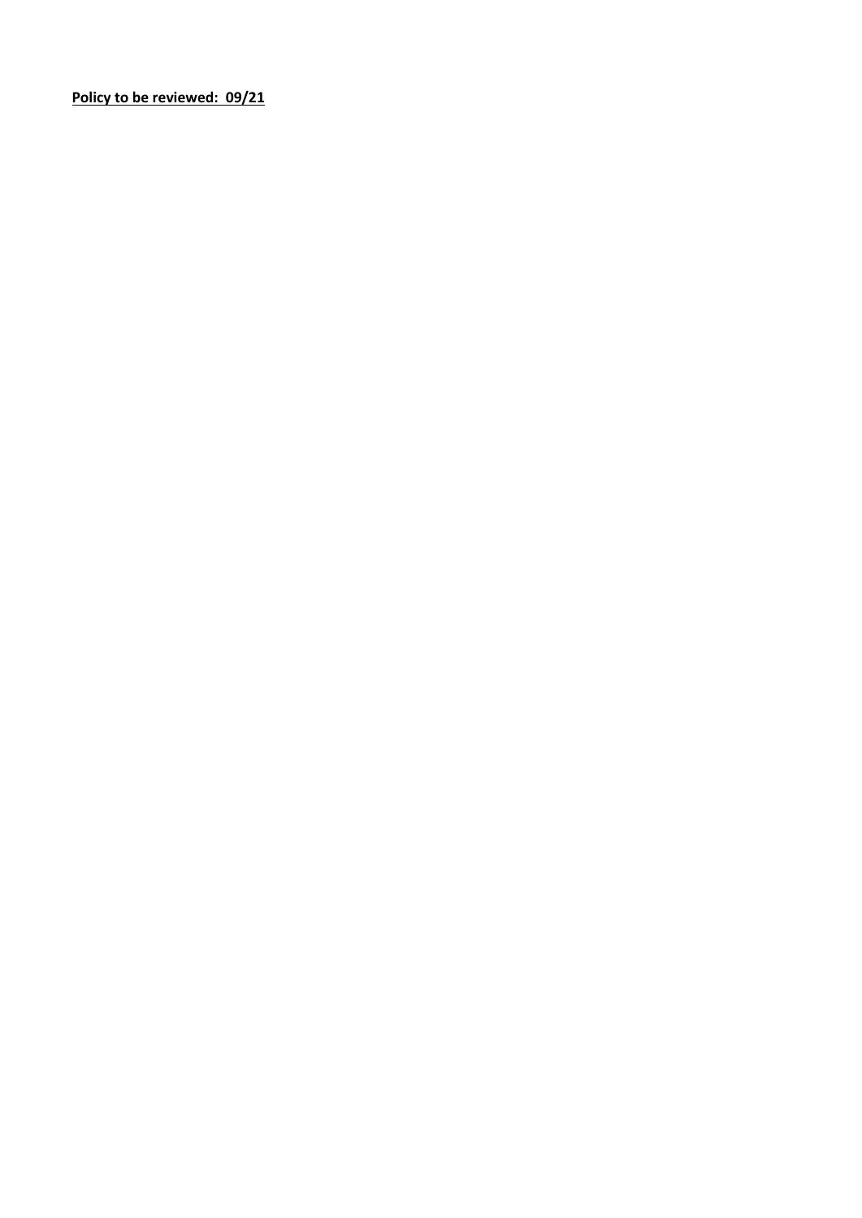**Policy to be reviewed: 09/21**